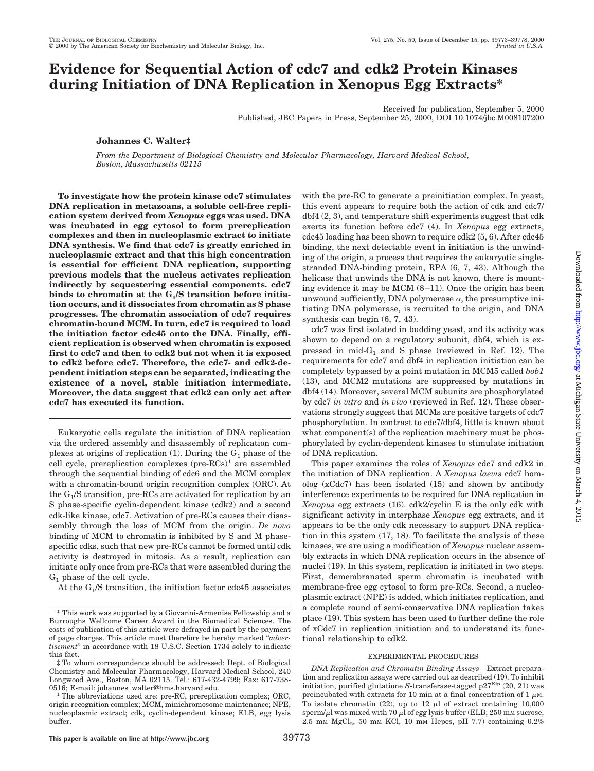# Evidence for Sequential Action of cdc7 and cdk2 Protein Kinases during Initiation of DNA Replication in Xenopus Egg Extracts*

Received for publication, September 5, 2000
Published, JBC Papers in Press, September 25, 2000, DOI 10.1074/jbc.M008107200

**Johannes C. Walter‡**

*From the Department of Biological Chemistry and Molecular Pharmacology, Harvard Medical School, Boston, Massachusetts 02115*

**To investigate how the protein kinase cdc7 stimulates DNA replication in metazoans, a soluble cell-free replication system derived from *Xenopus* eggs was used. DNA was incubated in egg cytosol to form prereplication complexes and then in nucleoplasmic extract to initiate DNA synthesis. We find that cdc7 is greatly enriched in nucleoplasmic extract and that this high concentration is essential for efficient DNA replication, supporting previous models that the nucleus activates replication indirectly by sequestering essential components. cdc7 binds to chromatin at the $G_1$/S transition before initiation occurs, and it dissociates from chromatin as S phase progresses. The chromatin association of cdc7 requires chromatin-bound MCM. In turn, cdc7 is required to load the initiation factor cdc45 onto the DNA. Finally, efficient replication is observed when chromatin is exposed first to cdc7 and then to cdk2 but not when it is exposed to cdk2 before cdc7. Therefore, the cdc7- and cdk2-dependent initiation steps can be separated, indicating the existence of a novel, stable initiation intermediate. Moreover, the data suggest that cdk2 can only act after cdc7 has executed its function.**

Eukaryotic cells regulate the initiation of DNA replication via the ordered assembly and disassembly of replication complexes at origins of replication (1). During the $G_1$ phase of the cell cycle, prereplication complexes (pre-RCs)[1] are assembled through the sequential binding of cdc6 and the MCM complex with a chromatin-bound origin recognition complex (ORC). At the $G_1$/S transition, pre-RCs are activated for replication by an S phase-specific cyclin-dependent kinase (cdk2) and a second cdk-like kinase, cdc7. Activation of pre-RCs causes their disassembly through the loss of MCM from the origin. *De novo* binding of MCM to chromatin is inhibited by S and M phase-specific cdks, such that new pre-RCs cannot be formed until cdk activity is destroyed in mitosis. As a result, replication can initiate only once from pre-RCs that were assembled during the $G_1$ phase of the cell cycle.

At the $G_1$/S transition, the initiation factor cdc45 associates with the pre-RC to generate a preinitiation complex. In yeast, this event appears to require both the action of cdk and cdc7/dbf4 (2, 3), and temperature shift experiments suggest that cdk exerts its function before cdc7 (4). In *Xenopus* egg extracts, cdc45 loading has been shown to require cdk2 (5, 6). After cdc45 binding, the next detectable event in initiation is the unwinding of the origin, a process that requires the eukaryotic single-stranded DNA-binding protein, RPA (6, 7, 43). Although the helicase that unwinds the DNA is not known, there is mounting evidence it may be MCM (8–11). Once the origin has been unwound sufficiently, DNA polymerase α, the presumptive initiating DNA polymerase, is recruited to the origin, and DNA synthesis can begin (6, 7, 43).

cdc7 was first isolated in budding yeast, and its activity was shown to depend on a regulatory subunit, dbf4, which is expressed in mid-$G_1$ and S phase (reviewed in Ref. 12). The requirements for cdc7 and dbf4 in replication initiation can be completely bypassed by a point mutation in MCM5 called *bob1* (13), and MCM2 mutations are suppressed by mutations in dbf4 (14). Moreover, several MCM subunits are phosphorylated by cdc7 *in vitro* and *in vivo* (reviewed in Ref. 12). These observations strongly suggest that MCMs are positive targets of cdc7 phosphorylation. In contrast to cdc7/dbf4, little is known about what component(s) of the replication machinery must be phosphorylated by cyclin-dependent kinases to stimulate initiation of DNA replication.

This paper examines the roles of *Xenopus* cdc7 and cdk2 in the initiation of DNA replication. A *Xenopus laevis* cdc7 homolog (xCdc7) has been isolated (15) and shown by antibody interference experiments to be required for DNA replication in *Xenopus* egg extracts (16). cdk2/cyclin E is the only cdk with significant activity in interphase *Xenopus* egg extracts, and it appears to be the only cdk necessary to support DNA replication in this system (17, 18). To facilitate the analysis of these kinases, we are using a modification of *Xenopus* nuclear assembly extracts in which DNA replication occurs in the absence of nuclei (19). In this system, replication is initiated in two steps. First, demembranated sperm chromatin is incubated with membrane-free egg cytosol to form pre-RCs. Second, a nucleoplasmic extract (NPE) is added, which initiates replication, and a complete round of semi-conservative DNA replication takes place (19). This system has been used to further define the role of xCdc7 in replication initiation and to understand its functional relationship to cdk2.

## EXPERIMENTAL PROCEDURES

*DNA Replication and Chromatin Binding Assays*—Extract preparation and replication assays were carried out as described (19). To inhibit initiation, purified glutathione *S*-transferase-tagged $p27^{Kip}$ (20, 21) was preincubated with extracts for 10 min at a final concentration of 1 μM. To isolate chromatin (22), up to 12 μl of extract containing 10,000 sperm/μl was mixed with 70 μl of egg lysis buffer (ELB; 250 mM sucrose, 2.5 mM $MgCl_2$, 50 mM KCl, 10 mM Hepes, pH 7.7) containing 0.2%

---

* This work was supported by a Giovanni-Armenise Fellowship and a Burroughs Wellcome Career Award in the Biomedical Sciences. The costs of publication of this article were defrayed in part by the payment of page charges. This article must therefore be hereby marked "*advertisement*" in accordance with 18 U.S.C. Section 1734 solely to indicate this fact.

‡ To whom correspondence should be addressed: Dept. of Biological Chemistry and Molecular Pharmacology, Harvard Medical School, 240 Longwood Ave., Boston, MA 02115. Tel.: 617-432-4799; Fax: 617-738-0516; E-mail: johannes_walter@hms.harvard.edu.

[1] The abbreviations used are: pre-RC, prereplication complex; ORC, origin recognition complex; MCM, minichromosome maintenance; NPE, nucleoplasmic extract; cdk, cyclin-dependent kinase; ELB, egg lysis buffer.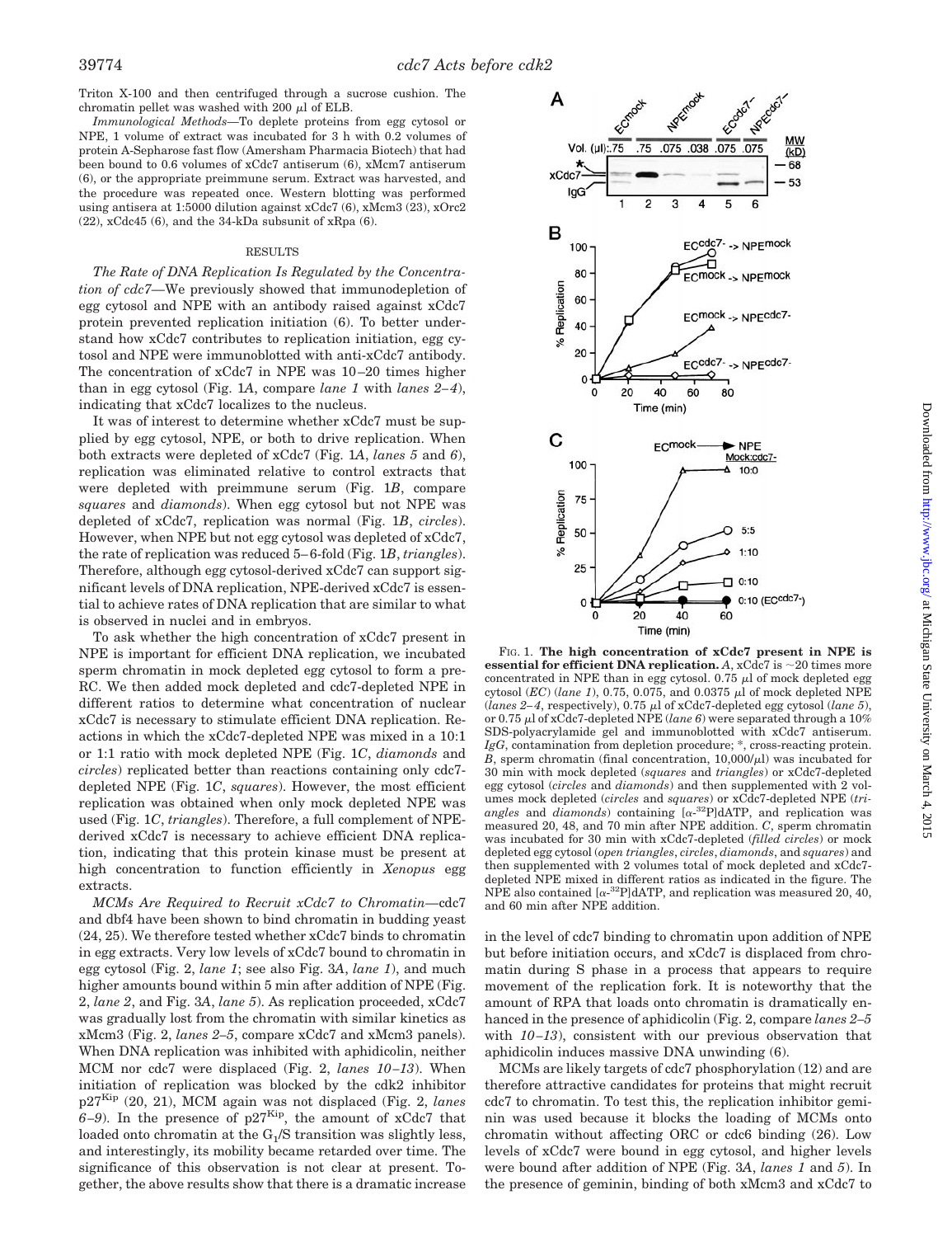Triton X-100 and then centrifuged through a sucrose cushion. The chromatin pellet was washed with 200 μl of ELB.

*Immunological Methods*—To deplete proteins from egg cytosol or NPE, 1 volume of extract was incubated for 3 h with 0.2 volumes of protein A-Sepharose fast flow (Amersham Pharmacia Biotech) that had been bound to 0.6 volumes of xCdc7 antiserum (6), xMcm7 antiserum (6), or the appropriate preimmune serum. Extract was harvested, and the procedure was repeated once. Western blotting was performed using antisera at 1:5000 dilution against xCdc7 (6), xMcm3 (23), xOrc2 (22), xCdc45 (6), and the 34-kDa subunit of xRpa (6).

## RESULTS

*The Rate of DNA Replication Is Regulated by the Concentration of cdc7*—We previously showed that immunodepletion of egg cytosol and NPE with an antibody raised against xCdc7 protein prevented replication initiation (6). To better understand how xCdc7 contributes to replication initiation, egg cytosol and NPE were immunoblotted with anti-xCdc7 antibody. The concentration of xCdc7 in NPE was 10–20 times higher than in egg cytosol (Fig. 1*A*, compare *lane 1* with *lanes 2–4*), indicating that xCdc7 localizes to the nucleus.

It was of interest to determine whether xCdc7 must be supplied by egg cytosol, NPE, or both to drive replication. When both extracts were depleted of xCdc7 (Fig. 1*A*, *lanes 5* and *6*), replication was eliminated relative to control extracts that were depleted with preimmune serum (Fig. 1*B*, compare *squares* and *diamonds*). When egg cytosol but not NPE was depleted of xCdc7, replication was normal (Fig. 1*B*, *circles*). However, when NPE but not egg cytosol was depleted of xCdc7, the rate of replication was reduced 5–6-fold (Fig. 1*B*, *triangles*). Therefore, although egg cytosol-derived xCdc7 can support significant levels of DNA replication, NPE-derived xCdc7 is essential to achieve rates of DNA replication that are similar to what is observed in nuclei and in embryos.

To ask whether the high concentration of xCdc7 present in NPE is important for efficient DNA replication, we incubated sperm chromatin in mock depleted egg cytosol to form a pre-RC. We then added mock depleted and cdc7-depleted NPE in different ratios to determine what concentration of nuclear xCdc7 is necessary to stimulate efficient DNA replication. Reactions in which the xCdc7-depleted NPE was mixed in a 10:1 or 1:1 ratio with mock depleted NPE (Fig. 1*C*, *diamonds* and *circles*) replicated better than reactions containing only cdc7-depleted NPE (Fig. 1*C*, *squares*). However, the most efficient replication was obtained when only mock depleted NPE was used (Fig. 1*C*, *triangles*). Therefore, a full complement of NPE-derived xCdc7 is necessary to achieve efficient DNA replication, indicating that this protein kinase must be present at high concentration to function efficiently in *Xenopus* egg extracts.

*MCMs Are Required to Recruit xCdc7 to Chromatin*—cdc7 and dbf4 have been shown to bind chromatin in budding yeast (24, 25). We therefore tested whether xCdc7 binds to chromatin in egg extracts. Very low levels of xCdc7 bound to chromatin in egg cytosol (Fig. 2, *lane 1*; see also Fig. 3*A*, *lane 1*), and much higher amounts bound within 5 min after addition of NPE (Fig. 2, *lane 2*, and Fig. 3*A*, *lane 5*). As replication proceeded, xCdc7 was gradually lost from the chromatin with similar kinetics as xMcm3 (Fig. 2, *lanes 2–5*, compare xCdc7 and xMcm3 panels). When DNA replication was inhibited with aphidicolin, neither MCM nor cdc7 were displaced (Fig. 2, *lanes 10–13*). When initiation of replication was blocked by the cdk2 inhibitor p27[Kip] (20, 21), MCM again was not displaced (Fig. 2, *lanes 6–9*). In the presence of p27[Kip], the amount of xCdc7 that loaded onto chromatin at the $G_1$/S transition was slightly less, and interestingly, its mobility became retarded over time. The significance of this observation is not clear at present. Together, the above results show that there is a dramatic increase in the level of cdc7 binding to chromatin upon addition of NPE but before initiation occurs, and xCdc7 is displaced from chromatin during S phase in a process that appears to require movement of the replication fork. It is noteworthy that the amount of RPA that loads onto chromatin is dramatically enhanced in the presence of aphidicolin (Fig. 2, compare *lanes 2–5* with *10–13*), consistent with our previous observation that aphidicolin induces massive DNA unwinding (6).

MCMs are likely targets of cdc7 phosphorylation (12) and are therefore attractive candidates for proteins that might recruit cdc7 to chromatin. To test this, the replication inhibitor geminin was used because it blocks the loading of MCMs onto chromatin without affecting ORC or cdc6 binding (26). Low levels of xCdc7 were bound in egg cytosol, and higher levels were bound after addition of NPE (Fig. 3*A*, *lanes 1* and *5*). In the presence of geminin, binding of both xMcm3 and xCdc7 to

**FIG. 1. The high concentration of xCdc7 present in NPE is essential for efficient DNA replication.** *A*, xCdc7 is ~20 times more concentrated in NPE than in egg cytosol. 0.75 μl of mock depleted egg cytosol (*EC*) (*lane 1*), 0.75, 0.075, and 0.0375 μl of mock depleted NPE (*lanes 2–4*, respectively), 0.75 μl of xCdc7-depleted egg cytosol (*lane 5*), or 0.75 μl of xCdc7-depleted NPE (*lane 6*) were separated through a 10% SDS-polyacrylamide gel and immunoblotted with xCdc7 antiserum. *IgG*, contamination from depletion procedure; \*, cross-reacting protein. *B*, sperm chromatin (final concentration, 10,000/μl) was incubated for 30 min with mock depleted (*squares* and *triangles*) or xCdc7-depleted egg cytosol (*circles* and *diamonds*) and then supplemented with 2 volumes mock depleted (*circles* and *squares*) or xCdc7-depleted NPE (*triangles* and *diamonds*) containing [$\alpha$-$^{32}$P]dATP, and replication was measured 20, 48, and 70 min after NPE addition. *C*, sperm chromatin was incubated for 30 min with xCdc7-depleted (*filled circles*) or mock depleted egg cytosol (*open triangles*, *circles*, *diamonds*, and *squares*) and then supplemented with 2 volumes total of mock depleted and xCdc7-depleted NPE mixed in different ratios as indicated in the figure. The NPE also contained [$\alpha$-$^{32}$P]dATP, and replication was measured 20, 40, and 60 min after NPE addition.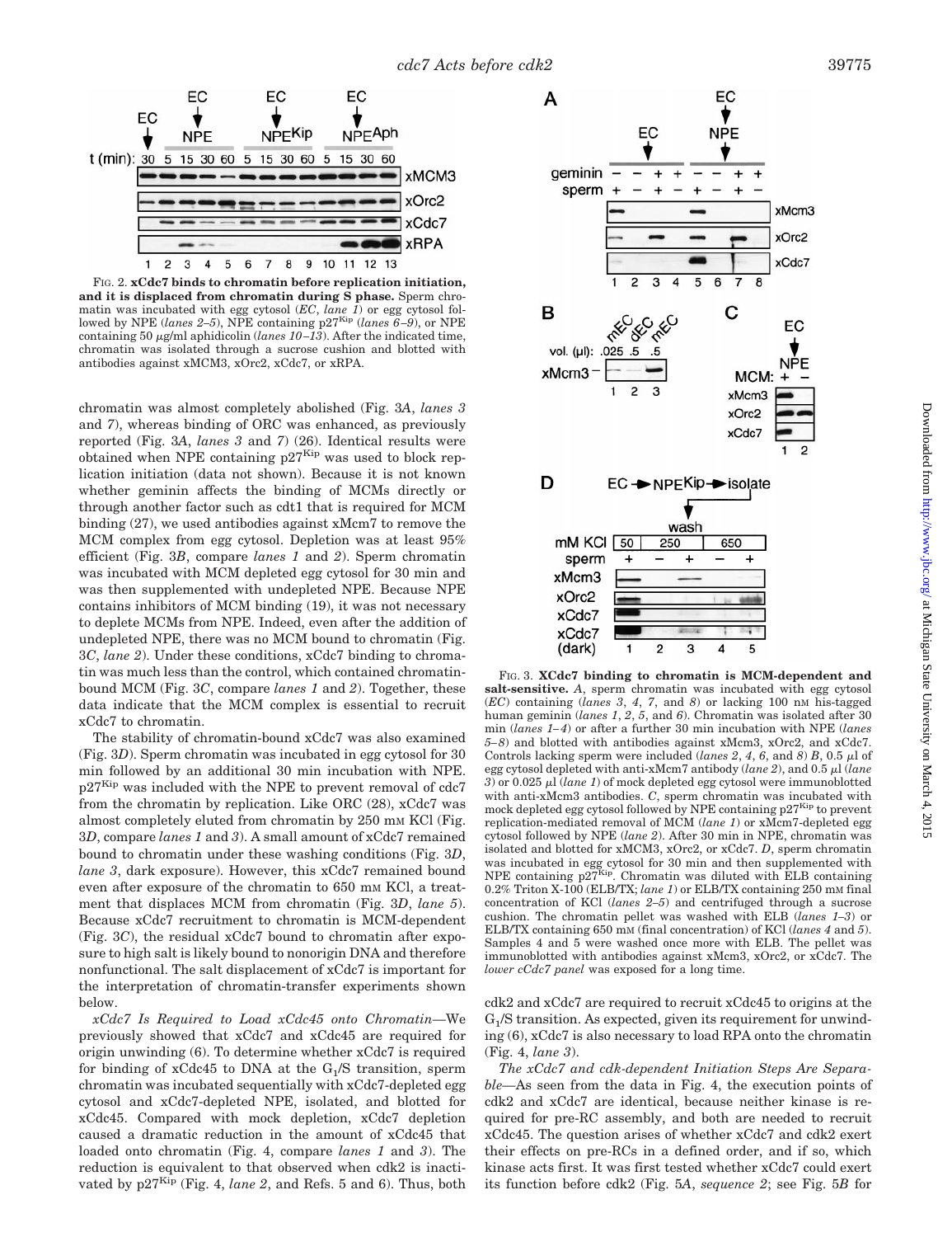FIG. 2. **xCdc7 binds to chromatin before replication initiation, and it is displaced from chromatin during S phase.** Sperm chromatin was incubated with egg cytosol (*EC*, *lane 1*) or egg cytosol followed by NPE (*lanes 2–5*), NPE containing p27$^{Kip}$ (*lanes 6–9*), or NPE containing 50 μg/ml aphidicolin (*lanes 10–13*). After the indicated time, chromatin was isolated through a sucrose cushion and blotted with antibodies against xMCM3, xOrc2, xCdc7, or xRPA.

chromatin was almost completely abolished (Fig. 3*A*, *lanes 3* and *7*), whereas binding of ORC was enhanced, as previously reported (Fig. 3*A*, *lanes 3* and *7*) (26). Identical results were obtained when NPE containing p27$^{Kip}$ was used to block replication initiation (data not shown). Because it is not known whether geminin affects the binding of MCMs directly or through another factor such as cdt1 that is required for MCM binding (27), we used antibodies against xMcm7 to remove the MCM complex from egg cytosol. Depletion was at least 95% efficient (Fig. 3*B*, compare *lanes 1* and *2*). Sperm chromatin was incubated with MCM depleted egg cytosol for 30 min and was then supplemented with undepleted NPE. Because NPE contains inhibitors of MCM binding (19), it was not necessary to deplete MCMs from NPE. Indeed, even after the addition of undepleted NPE, there was no MCM bound to chromatin (Fig. 3*C*, *lane 2*). Under these conditions, xCdc7 binding to chromatin was much less than the control, which contained chromatin-bound MCM (Fig. 3*C*, compare *lanes 1* and *2*). Together, these data indicate that the MCM complex is essential to recruit xCdc7 to chromatin.

The stability of chromatin-bound xCdc7 was also examined (Fig. 3*D*). Sperm chromatin was incubated in egg cytosol for 30 min followed by an additional 30 min incubation with NPE. p27$^{Kip}$ was included with the NPE to prevent removal of cdc7 from the chromatin by replication. Like ORC (28), xCdc7 was almost completely eluted from chromatin by 250 mM KCl (Fig. 3*D*, compare *lanes 1* and *3*). A small amount of xCdc7 remained bound to chromatin under these washing conditions (Fig. 3*D*, *lane 3*, dark exposure). However, this xCdc7 remained bound even after exposure of the chromatin to 650 mM KCl, a treatment that displaces MCM from chromatin (Fig. 3*D*, *lane 5*). Because xCdc7 recruitment to chromatin is MCM-dependent (Fig. 3*C*), the residual xCdc7 bound to chromatin after exposure to high salt is likely bound to nonorigin DNA and therefore nonfunctional. The salt displacement of xCdc7 is important for the interpretation of chromatin-transfer experiments shown below.

*xCdc7 Is Required to Load xCdc45 onto Chromatin*—We previously showed that xCdc7 and xCdc45 are required for origin unwinding (6). To determine whether xCdc7 is required for binding of xCdc45 to DNA at the $G_1$/S transition, sperm chromatin was incubated sequentially with xCdc7-depleted egg cytosol and xCdc7-depleted NPE, isolated, and blotted for xCdc45. Compared with mock depletion, xCdc7 depletion caused a dramatic reduction in the amount of xCdc45 that loaded onto chromatin (Fig. 4, compare *lanes 1* and *3*). The reduction is equivalent to that observed when cdk2 is inactivated by p27$^{Kip}$ (Fig. 4, *lane 2*, and Refs. 5 and 6). Thus, both

FIG. 3. **XCdc7 binding to chromatin is MCM-dependent and salt-sensitive.** *A*, sperm chromatin was incubated with egg cytosol (*EC*) containing (*lanes 3*, *4*, *7*, and *8*) or lacking 100 nM his-tagged human geminin (*lanes 1*, *2*, *5*, and *6*). Chromatin was isolated after 30 min (*lanes 1–4*) or after a further 30 min incubation with NPE (*lanes 5–8*) and blotted with antibodies against xMcm3, xOrc2, and xCdc7. Controls lacking sperm were included (*lanes 2*, *4*, *6*, and *8*) *B*, 0.5 μl of egg cytosol depleted with anti-xMcm7 antibody (*lane 2*), and 0.5 μl (*lane 3*) or 0.025 μl (*lane 1*) of mock depleted egg cytosol were immunoblotted with anti-xMcm3 antibodies. *C*, sperm chromatin was incubated with mock depleted egg cytosol followed by NPE containing p27$^{Kip}$ to prevent replication-mediated removal of MCM (*lane 1*) or xMcm7-depleted egg cytosol followed by NPE (*lane 2*). After 30 min in NPE, chromatin was isolated and blotted for xMCM3, xOrc2, or xCdc7. *D*, sperm chromatin was incubated in egg cytosol for 30 min and then supplemented with NPE containing p27$^{Kip}$. Chromatin was diluted with ELB containing 0.2% Triton X-100 (ELB/TX; *lane 1*) or ELB/TX containing 250 mM final concentration of KCl (*lanes 2–5*) and centrifuged through a sucrose cushion. The chromatin pellet was washed with ELB (*lanes 1–3*) or ELB/TX containing 650 mM (final concentration) of KCl (*lanes 4* and *5*). Samples 4 and 5 were washed once more with ELB. The pellet was immunoblotted with antibodies against xMcm3, xOrc2, or xCdc7. The *lower cCdc7 panel* was exposed for a long time.

cdk2 and xCdc7 are required to recruit xCdc45 to origins at the $G_1$/S transition. As expected, given its requirement for unwinding (6), xCdc7 is also necessary to load RPA onto the chromatin (Fig. 4, *lane 3*).

*The xCdc7 and cdk-dependent Initiation Steps Are Separable*—As seen from the data in Fig. 4, the execution points of cdk2 and xCdc7 are identical, because neither kinase is required for pre-RC assembly, and both are needed to recruit xCdc45. The question arises of whether xCdc7 and cdk2 exert their effects on pre-RCs in a defined order, and if so, which kinase acts first. It was first tested whether xCdc7 could exert its function before cdk2 (Fig. 5*A*, *sequence 2*; see Fig. 5*B* for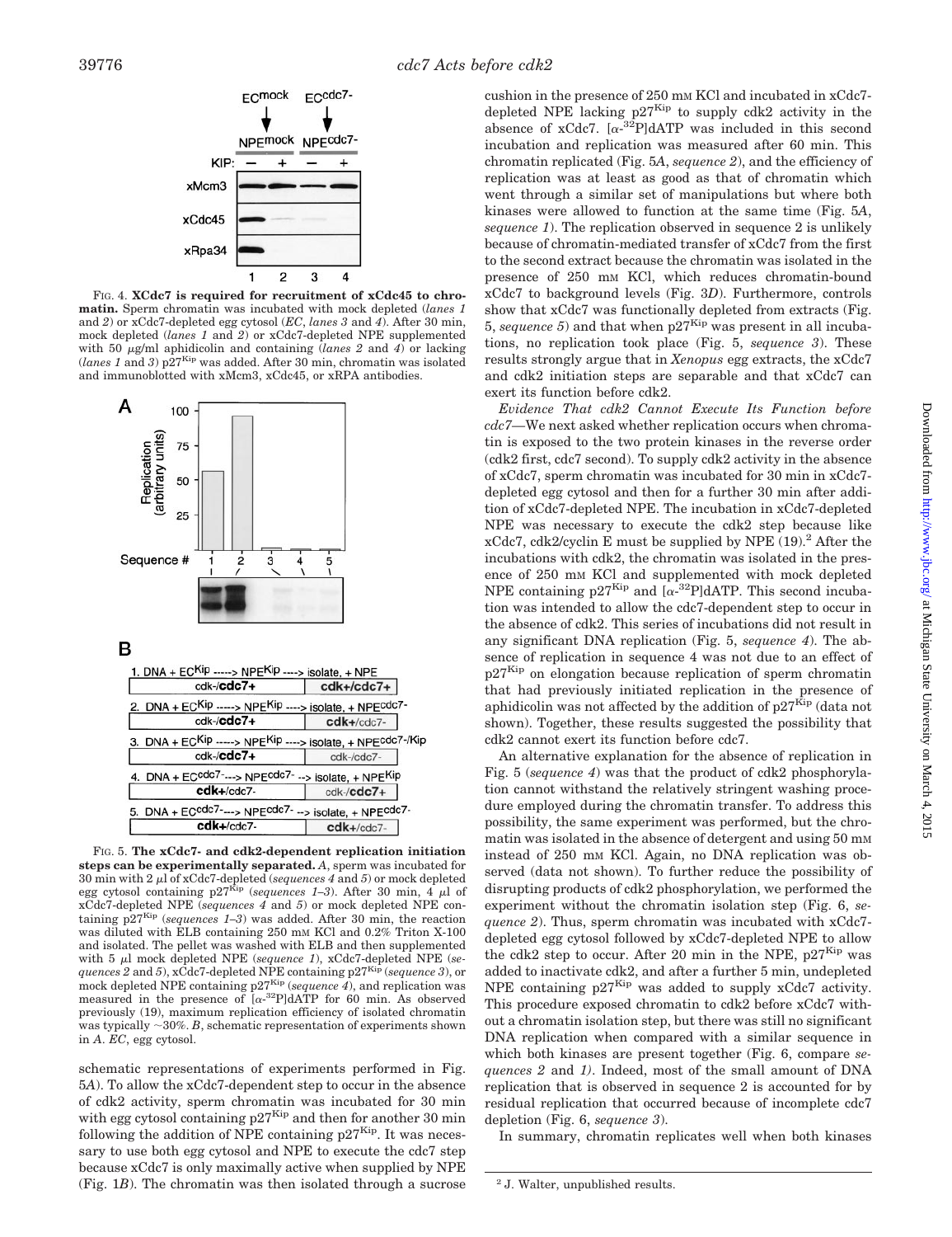FIG. 4. **XCdc7 is required for recruitment of xCdc45 to chromatin.** Sperm chromatin was incubated with mock depleted (*lanes 1* and *2*) or xCdc7-depleted egg cytosol (*EC*, *lanes 3* and *4*). After 30 min, mock depleted (*lanes 1* and *2*) or xCdc7-depleted NPE supplemented with 50 μg/ml aphidicolin and containing (*lanes 2* and *4*) or lacking (*lanes 1* and *3*) $p27^{Kip}$ was added. After 30 min, chromatin was isolated and immunoblotted with xMcm3, xCdc45, or xRPA antibodies.

FIG. 5. **The xCdc7- and cdk2-dependent replication initiation steps can be experimentally separated.** *A*, sperm was incubated for 30 min with 2 μl of xCdc7-depleted (*sequences 4* and *5*) or mock depleted egg cytosol containing $p27^{Kip}$ (*sequences 1–3*). After 30 min, 4 μl of xCdc7-depleted NPE (*sequences 4* and *5*) or mock depleted NPE containing $p27^{Kip}$ (*sequences 1–3*) was added. After 30 min, the reaction was diluted with ELB containing 250 mM KCl and 0.2% Triton X-100 and isolated. The pellet was washed with ELB and then supplemented with 5 μl mock depleted NPE (*sequence 1*), xCdc7-depleted NPE (*sequences 2* and *5*), xCdc7-depleted NPE containing $p27^{Kip}$ (*sequence 3*), or mock depleted NPE containing $p27^{Kip}$ (*sequence 4*), and replication was measured in the presence of [$\alpha$-$^{32}$P]dATP for 60 min. As observed previously (19), maximum replication efficiency of isolated chromatin was typically ~30%. *B*, schematic representation of experiments shown in *A*. *EC*, egg cytosol.

schematic representations of experiments performed in Fig. 5*A*). To allow the xCdc7-dependent step to occur in the absence of cdk2 activity, sperm chromatin was incubated for 30 min with egg cytosol containing $p27^{Kip}$ and then for another 30 min following the addition of NPE containing $p27^{Kip}$. It was necessary to use both egg cytosol and NPE to execute the cdc7 step because xCdc7 is only maximally active when supplied by NPE (Fig. 1*B*). The chromatin was then isolated through a sucrose cushion in the presence of 250 mM KCl and incubated in xCdc7-depleted NPE lacking $p27^{Kip}$ to supply cdk2 activity in the absence of xCdc7. [$\alpha$-$^{32}$P]dATP was included in this second incubation and replication was measured after 60 min. This chromatin replicated (Fig. 5*A*, *sequence 2*), and the efficiency of replication was at least as good as that of chromatin which went through a similar set of manipulations but where both kinases were allowed to function at the same time (Fig. 5*A*, *sequence 1*). The replication observed in sequence 2 is unlikely because of chromatin-mediated transfer of xCdc7 from the first to the second extract because the chromatin was isolated in the presence of 250 mM KCl, which reduces chromatin-bound xCdc7 to background levels (Fig. 3*D*). Furthermore, controls show that xCdc7 was functionally depleted from extracts (Fig. 5, *sequence 5*) and that when $p27^{Kip}$ was present in all incubations, no replication took place (Fig. 5, *sequence 3*). These results strongly argue that in *Xenopus* egg extracts, the xCdc7 and cdk2 initiation steps are separable and that xCdc7 can exert its function before cdk2.

*Evidence That cdk2 Cannot Execute Its Function before cdc7*—We next asked whether replication occurs when chromatin is exposed to the two protein kinases in the reverse order (cdk2 first, cdc7 second). To supply cdk2 activity in the absence of xCdc7, sperm chromatin was incubated for 30 min in xCdc7-depleted egg cytosol and then for a further 30 min after addition of xCdc7-depleted NPE. The incubation in xCdc7-depleted NPE was necessary to execute the cdk2 step because like xCdc7, cdk2/cyclin E must be supplied by NPE (19).[2] After the incubations with cdk2, the chromatin was isolated in the presence of 250 mM KCl and supplemented with mock depleted NPE containing $p27^{Kip}$ and [$\alpha$-$^{32}$P]dATP. This second incubation was intended to allow the cdc7-dependent step to occur in the absence of cdk2. This series of incubations did not result in any significant DNA replication (Fig. 5, *sequence 4*). The absence of replication in sequence 4 was not due to an effect of $p27^{Kip}$ on elongation because replication of sperm chromatin that had previously initiated replication in the presence of aphidicolin was not affected by the addition of $p27^{Kip}$ (data not shown). Together, these results suggested the possibility that cdk2 cannot exert its function before cdc7.

An alternative explanation for the absence of replication in Fig. 5 (*sequence 4*) was that the product of cdk2 phosphorylation cannot withstand the relatively stringent washing procedure employed during the chromatin transfer. To address this possibility, the same experiment was performed, but the chromatin was isolated in the absence of detergent and using 50 mM instead of 250 mM KCl. Again, no DNA replication was observed (data not shown). To further reduce the possibility of disrupting products of cdk2 phosphorylation, we performed the experiment without the chromatin isolation step (Fig. 6, *sequence 2*). Thus, sperm chromatin was incubated with xCdc7-depleted egg cytosol followed by xCdc7-depleted NPE to allow the cdk2 step to occur. After 20 min in the NPE, $p27^{Kip}$ was added to inactivate cdk2, and after a further 5 min, undepleted NPE containing $p27^{Kip}$ was added to supply xCdc7 activity. This procedure exposed chromatin to cdk2 before xCdc7 without a chromatin isolation step, but there was still no significant DNA replication when compared with a similar sequence in which both kinases are present together (Fig. 6, compare *sequences 2* and *1)*. Indeed, most of the small amount of DNA replication that is observed in sequence 2 is accounted for by residual replication that occurred because of incomplete cdc7 depletion (Fig. 6, *sequence 3*).

In summary, chromatin replicates well when both kinases

[2] J. Walter, unpublished results.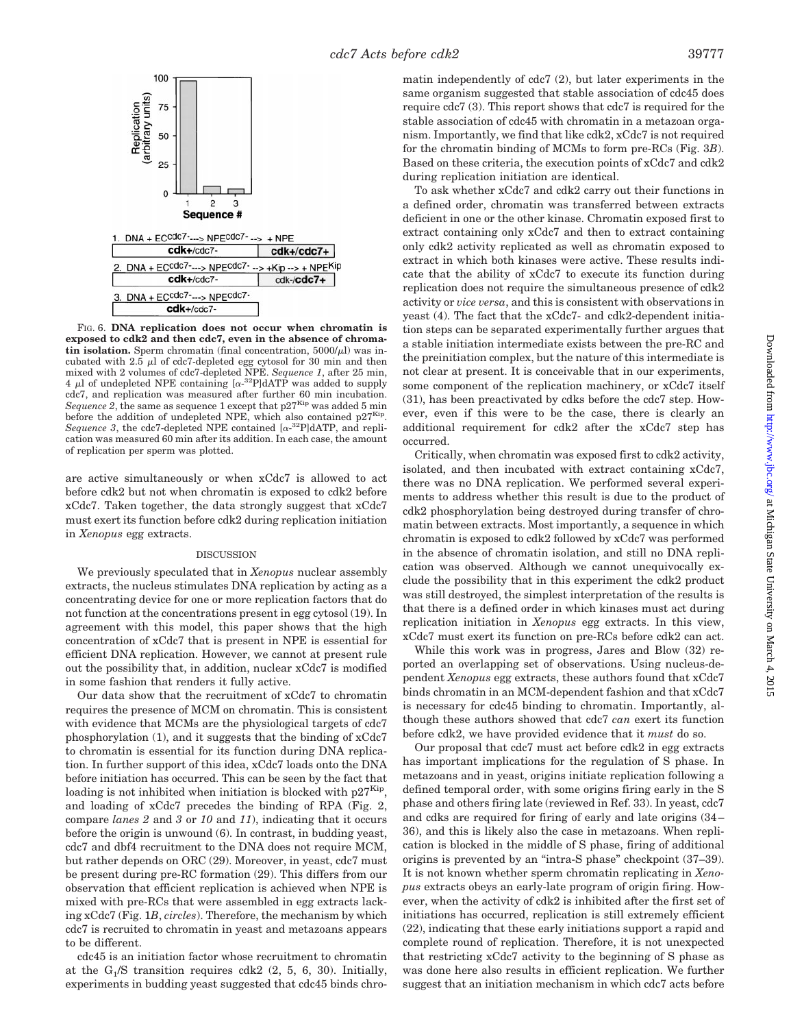FIG. 6. **DNA replication does not occur when chromatin is exposed to cdk2 and then cdc7, even in the absence of chromatin isolation.** Sperm chromatin (final concentration, 5000/μl) was incubated with 2.5 μl of cdc7-depleted egg cytosol for 30 min and then mixed with 2 volumes of cdc7-depleted NPE. *Sequence 1*, after 25 min, 4 μl of undepleted NPE containing [$\alpha$-$^{32}$P]dATP was added to supply cdc7, and replication was measured after further 60 min incubation. *Sequence 2*, the same as sequence 1 except that $p27^{Kip}$ was added 5 min before the addition of undepleted NPE, which also contained $p27^{Kip}$. *Sequence 3*, the cdc7-depleted NPE contained [$\alpha$-$^{32}$P]dATP, and replication was measured 60 min after its addition. In each case, the amount of replication per sperm was plotted.

are active simultaneously or when xCdc7 is allowed to act before cdk2 but not when chromatin is exposed to cdk2 before xCdc7. Taken together, the data strongly suggest that xCdc7 must exert its function before cdk2 during replication initiation in *Xenopus* egg extracts.

## DISCUSSION

We previously speculated that in *Xenopus* nuclear assembly extracts, the nucleus stimulates DNA replication by acting as a concentrating device for one or more replication factors that do not function at the concentrations present in egg cytosol (19). In agreement with this model, this paper shows that the high concentration of xCdc7 that is present in NPE is essential for efficient DNA replication. However, we cannot at present rule out the possibility that, in addition, nuclear xCdc7 is modified in some fashion that renders it fully active.

Our data show that the recruitment of xCdc7 to chromatin requires the presence of MCM on chromatin. This is consistent with evidence that MCMs are the physiological targets of cdc7 phosphorylation (1), and it suggests that the binding of xCdc7 to chromatin is essential for its function during DNA replication. In further support of this idea, xCdc7 loads onto the DNA before initiation has occurred. This can be seen by the fact that loading is not inhibited when initiation is blocked with $p27^{Kip}$, and loading of xCdc7 precedes the binding of RPA (Fig. 2, compare *lanes 2* and *3* or *10* and *11*), indicating that it occurs before the origin is unwound (6). In contrast, in budding yeast, cdc7 and dbf4 recruitment to the DNA does not require MCM, but rather depends on ORC (29). Moreover, in yeast, cdc7 must be present during pre-RC formation (29). This differs from our observation that efficient replication is achieved when NPE is mixed with pre-RCs that were assembled in egg extracts lacking xCdc7 (Fig. 1*B*, *circles*). Therefore, the mechanism by which cdc7 is recruited to chromatin in yeast and metazoans appears to be different.

cdc45 is an initiation factor whose recruitment to chromatin at the $G_1$/S transition requires cdk2 (2, 5, 6, 30). Initially, experiments in budding yeast suggested that cdc45 binds chromatin independently of cdc7 (2), but later experiments in the same organism suggested that stable association of cdc45 does require cdc7 (3). This report shows that cdc7 is required for the stable association of cdc45 with chromatin in a metazoan organism. Importantly, we find that like cdk2, xCdc7 is not required for the chromatin binding of MCMs to form pre-RCs (Fig. 3*B*). Based on these criteria, the execution points of xCdc7 and cdk2 during replication initiation are identical.

To ask whether xCdc7 and cdk2 carry out their functions in a defined order, chromatin was transferred between extracts deficient in one or the other kinase. Chromatin exposed first to extract containing only xCdc7 and then to extract containing only cdk2 activity replicated as well as chromatin exposed to extract in which both kinases were active. These results indicate that the ability of xCdc7 to execute its function during replication does not require the simultaneous presence of cdk2 activity or *vice versa*, and this is consistent with observations in yeast (4). The fact that the xCdc7- and cdk2-dependent initiation steps can be separated experimentally further argues that a stable initiation intermediate exists between the pre-RC and the preinitiation complex, but the nature of this intermediate is not clear at present. It is conceivable that in our experiments, some component of the replication machinery, or xCdc7 itself (31), has been preactivated by cdks before the cdc7 step. However, even if this were to be the case, there is clearly an additional requirement for cdk2 after the xCdc7 step has occurred.

Critically, when chromatin was exposed first to cdk2 activity, isolated, and then incubated with extract containing xCdc7, there was no DNA replication. We performed several experiments to address whether this result is due to the product of cdk2 phosphorylation being destroyed during transfer of chromatin between extracts. Most importantly, a sequence in which chromatin is exposed to cdk2 followed by xCdc7 was performed in the absence of chromatin isolation, and still no DNA replication was observed. Although we cannot unequivocally exclude the possibility that in this experiment the cdk2 product was still destroyed, the simplest interpretation of the results is that there is a defined order in which kinases must act during replication initiation in *Xenopus* egg extracts. In this view, xCdc7 must exert its function on pre-RCs before cdk2 can act.

While this work was in progress, Jares and Blow (32) reported an overlapping set of observations. Using nucleus-dependent *Xenopus* egg extracts, these authors found that xCdc7 binds chromatin in an MCM-dependent fashion and that xCdc7 is necessary for cdc45 binding to chromatin. Importantly, although these authors showed that cdc7 *can* exert its function before cdk2, we have provided evidence that it *must* do so.

Our proposal that cdc7 must act before cdk2 in egg extracts has important implications for the regulation of S phase. In metazoans and in yeast, origins initiate replication following a defined temporal order, with some origins firing early in the S phase and others firing late (reviewed in Ref. 33). In yeast, cdc7 and cdks are required for firing of early and late origins (34–36), and this is likely also the case in metazoans. When replication is blocked in the middle of S phase, firing of additional origins is prevented by an "intra-S phase" checkpoint (37–39). It is not known whether sperm chromatin replicating in *Xenopus* extracts obeys an early-late program of origin firing. However, when the activity of cdk2 is inhibited after the first set of initiations has occurred, replication is still extremely efficient (22), indicating that these early initiations support a rapid and complete round of replication. Therefore, it is not unexpected that restricting xCdc7 activity to the beginning of S phase as was done here also results in efficient replication. We further suggest that an initiation mechanism in which cdc7 acts before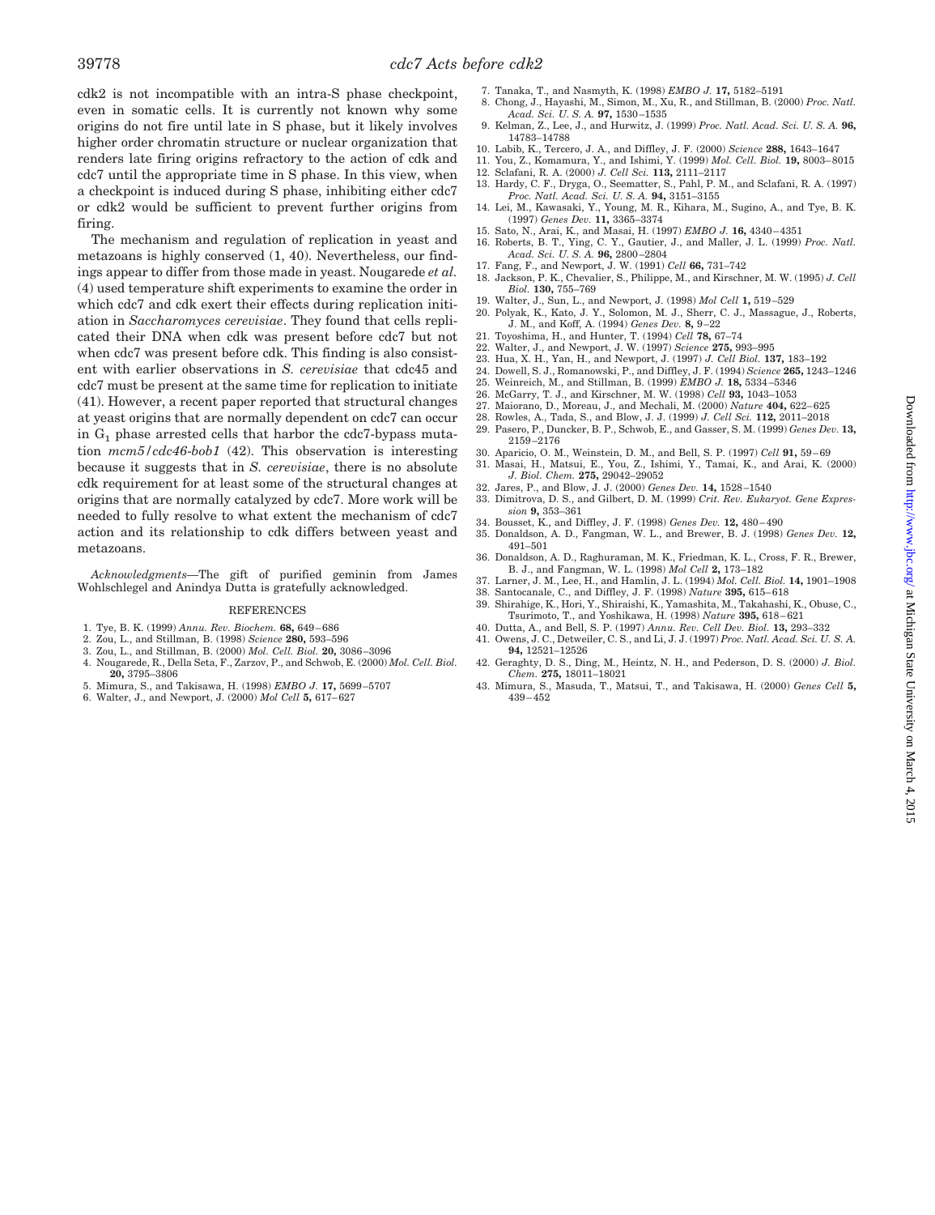cdk2 is not incompatible with an intra-S phase checkpoint, even in somatic cells. It is currently not known why some origins do not fire until late in S phase, but it likely involves higher order chromatin structure or nuclear organization that renders late firing origins refractory to the action of cdk and cdc7 until the appropriate time in S phase. In this view, when a checkpoint is induced during S phase, inhibiting either cdc7 or cdk2 would be sufficient to prevent further origins from firing.

The mechanism and regulation of replication in yeast and metazoans is highly conserved (1, 40). Nevertheless, our findings appear to differ from those made in yeast. Nougarede *et al.* (4) used temperature shift experiments to examine the order in which cdc7 and cdk exert their effects during replication initiation in *Saccharomyces cerevisiae*. They found that cells replicated their DNA when cdk was present before cdc7 but not when cdc7 was present before cdk. This finding is also consistent with earlier observations in *S. cerevisiae* that cdc45 and cdc7 must be present at the same time for replication to initiate (41). However, a recent paper reported that structural changes at yeast origins that are normally dependent on cdc7 can occur in $G_1$ phase arrested cells that harbor the cdc7-bypass mutation *mcm5/cdc46-bob1* (42). This observation is interesting because it suggests that in *S. cerevisiae*, there is no absolute cdk requirement for at least some of the structural changes at origins that are normally catalyzed by cdc7. More work will be needed to fully resolve to what extent the mechanism of cdc7 action and its relationship to cdk differs between yeast and metazoans.

*Acknowledgments*—The gift of purified geminin from James Wohlschlegel and Anindya Dutta is gratefully acknowledged.

## REFERENCES

1. Tye, B. K. (1999) *Annu. Rev. Biochem.* **68,** 649–686
2. Zou, L., and Stillman, B. (1998) *Science* **280,** 593–596
3. Zou, L., and Stillman, B. (2000) *Mol. Cell. Biol.* **20,** 3086–3096
4. Nougarede, R., Della Seta, F., Zarzov, P., and Schwob, E. (2000) *Mol. Cell. Biol.* **20,** 3795–3806
5. Mimura, S., and Takisawa, H. (1998) *EMBO J.* **17,** 5699–5707
6. Walter, J., and Newport, J. (2000) *Mol Cell* **5,** 617–627
7. Tanaka, T., and Nasmyth, K. (1998) *EMBO J.* **17,** 5182–5191
8. Chong, J., Hayashi, M., Simon, M., Xu, R., and Stillman, B. (2000) *Proc. Natl. Acad. Sci. U. S. A.* **97,** 1530–1535
9. Kelman, Z., Lee, J., and Hurwitz, J. (1999) *Proc. Natl. Acad. Sci. U. S. A.* **96,** 14783–14788
10. Labib, K., Tercero, J. A., and Diffley, J. F. (2000) *Science* **288,** 1643–1647
11. You, Z., Komamura, Y., and Ishimi, Y. (1999) *Mol. Cell. Biol.* **19,** 8003–8015
12. Sclafani, R. A. (2000) *J. Cell Sci.* **113,** 2111–2117
13. Hardy, C. F., Dryga, O., Seematter, S., Pahl, P. M., and Sclafani, R. A. (1997) *Proc. Natl. Acad. Sci. U. S. A.* **94,** 3151–3155
14. Lei, M., Kawasaki, Y., Young, M. R., Kihara, M., Sugino, A., and Tye, B. K. (1997) *Genes Dev.* **11,** 3365–3374
15. Sato, N., Arai, K., and Masai, H. (1997) *EMBO J.* **16,** 4340–4351
16. Roberts, B. T., Ying, C. Y., Gautier, J., and Maller, J. L. (1999) *Proc. Natl. Acad. Sci. U. S. A.* **96,** 2800–2804
17. Fang, F., and Newport, J. W. (1991) *Cell* **66,** 731–742
18. Jackson, P. K., Chevalier, S., Philippe, M., and Kirschner, M. W. (1995) *J. Cell Biol.* **130,** 755–769
19. Walter, J., Sun, L., and Newport, J. (1998) *Mol Cell* **1,** 519–529
20. Polyak, K., Kato, J. Y., Solomon, M. J., Sherr, C. J., Massague, J., Roberts, J. M., and Koff, A. (1994) *Genes Dev.* **8,** 9–22
21. Toyoshima, H., and Hunter, T. (1994) *Cell* **78,** 67–74
22. Walter, J., and Newport, J. W. (1997) *Science* **275,** 993–995
23. Hua, X. H., Yan, H., and Newport, J. (1997) *J. Cell Biol.* **137,** 183–192
24. Dowell, S. J., Romanowski, P., and Diffley, J. F. (1994) *Science* **265,** 1243–1246
25. Weinreich, M., and Stillman, B. (1999) *EMBO J.* **18,** 5334–5346
26. McGarry, T. J., and Kirschner, M. W. (1998) *Cell* **93,** 1043–1053
27. Maiorano, D., Moreau, J., and Mechali, M. (2000) *Nature* **404,** 622–625
28. Rowles, A., Tada, S., and Blow, J. J. (1999) *J. Cell Sci.* **112,** 2011–2018
29. Pasero, P., Duncker, B. P., Schwob, E., and Gasser, S. M. (1999) *Genes Dev.* **13,** 2159–2176
30. Aparicio, O. M., Weinstein, D. M., and Bell, S. P. (1997) *Cell* **91,** 59–69
31. Masai, H., Matsui, E., You, Z., Ishimi, Y., Tamai, K., and Arai, K. (2000) *J. Biol. Chem.* **275,** 29042–29052
32. Jares, P., and Blow, J. J. (2000) *Genes Dev.* **14,** 1528–1540
33. Dimitrova, D. S., and Gilbert, D. M. (1999) *Crit. Rev. Eukaryot. Gene Expression* **9,** 353–361
34. Bousset, K., and Diffley, J. F. (1998) *Genes Dev.* **12,** 480–490
35. Donaldson, A. D., Fangman, W. L., and Brewer, B. J. (1998) *Genes Dev.* **12,** 491–501
36. Donaldson, A. D., Raghuraman, M. K., Friedman, K. L., Cross, F. R., Brewer, B. J., and Fangman, W. L. (1998) *Mol Cell* **2,** 173–182
37. Larner, J. M., Lee, H., and Hamlin, J. L. (1994) *Mol. Cell. Biol.* **14,** 1901–1908
38. Santocanale, C., and Diffley, J. F. (1998) *Nature* **395,** 615–618
39. Shirahige, K., Hori, Y., Shiraishi, K., Yamashita, M., Takahashi, K., Obuse, C., Tsurimoto, T., and Yoshikawa, H. (1998) *Nature* **395,** 618–621
40. Dutta, A., and Bell, S. P. (1997) *Annu. Rev. Cell Dev. Biol.* **13,** 293–332
41. Owens, J. C., Detweiler, C. S., and Li, J. J. (1997) *Proc. Natl. Acad. Sci. U. S. A.* **94,** 12521–12526
42. Geraghty, D. S., Ding, M., Heintz, N. H., and Pederson, D. S. (2000) *J. Biol. Chem.* **275,** 18011–18021
43. Mimura, S., Masuda, T., Matsui, T., and Takisawa, H. (2000) *Genes Cell* **5,** 439–452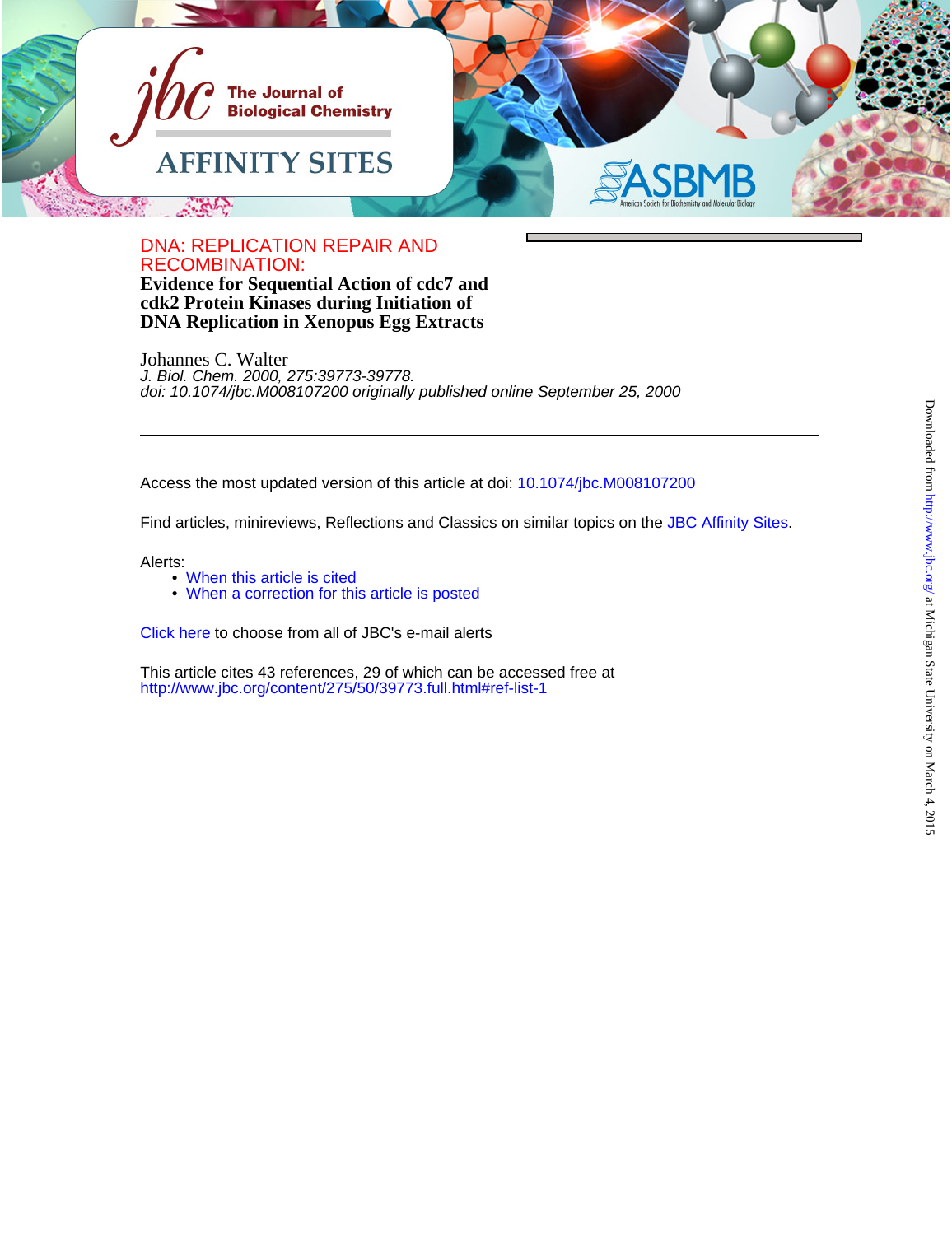DNA: REPLICATION REPAIR AND RECOMBINATION:

**Evidence for Sequential Action of cdc7 and cdk2 Protein Kinases during Initiation of DNA Replication in Xenopus Egg Extracts**

Johannes C. Walter

*J. Biol. Chem. 2000, 275:39773-39778.*

*doi: 10.1074/jbc.M008107200 originally published online September 25, 2000*

---

Access the most updated version of this article at doi: 10.1074/jbc.M008107200

Find articles, minireviews, Reflections and Classics on similar topics on the JBC Affinity Sites.

Alerts:

- When this article is cited
- When a correction for this article is posted

Click here to choose from all of JBC's e-mail alerts

This article cites 43 references, 29 of which can be accessed free at http://www.jbc.org/content/275/50/39773.full.html#ref-list-1